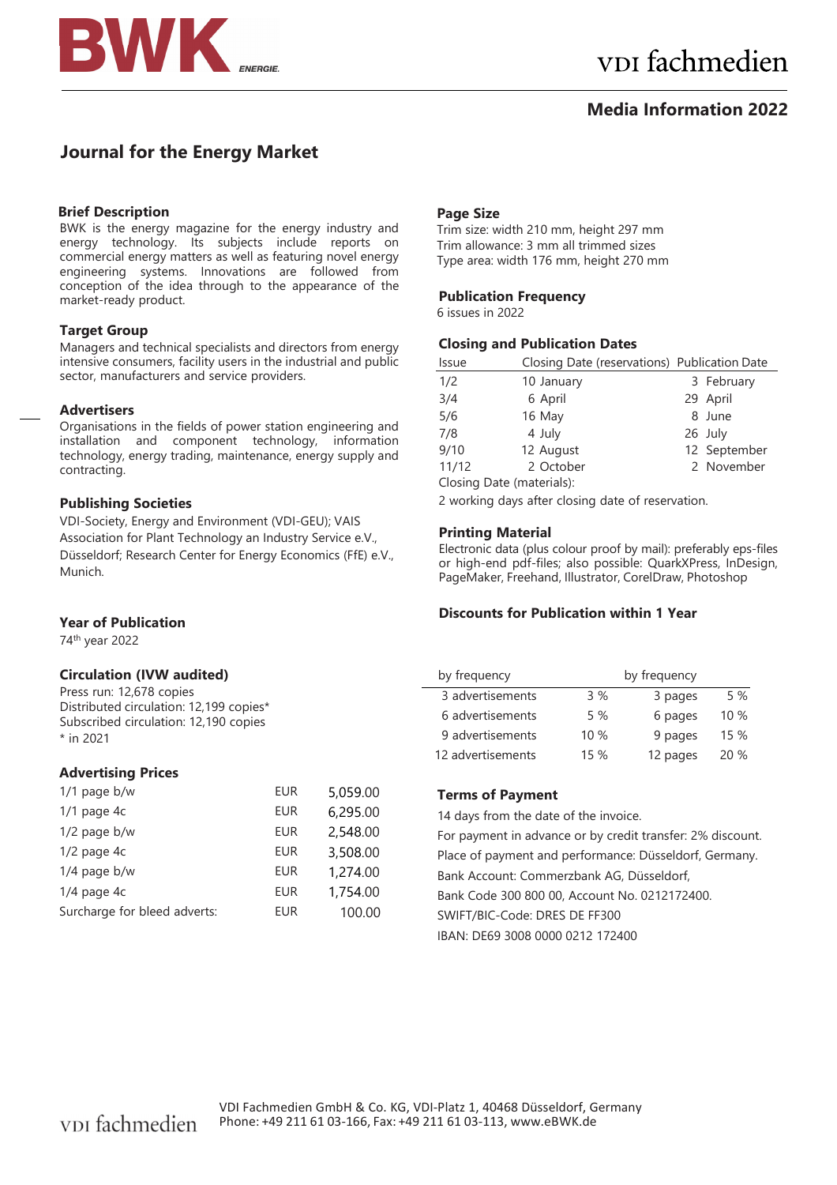BWK ENERGIE.

vdi fachmedien

## Media Information 2022

# Journal for the Energy Market

### Brief Description

BWK is the energy magazine for the energy industry and energy technology. Its subjects include reports on commercial energy matters as well as featuring novel energy engineering systems. Innovations are followed from conception of the idea through to the appearance of the market-ready product.

### Target Group

Managers and technical specialists and directors from energy intensive consumers, facility users in the industrial and public sector, manufacturers and service providers.

### Advertisers

Organisations in the fields of power station engineering and installation and component technology, information technology, energy trading, maintenance, energy supply and contracting.

### Publishing Societies

VDI-Society, Energy and Environment (VDI-GEU); VAIS Association for Plant Technology an Industry Service e.V., Düsseldorf; Research Center for Energy Economics (FfE) e.V., Munich.

### Year of Publication

74th year 2022

### Circulation (IVW audited)

Press run: 12,678 copies
Distributed circulation: 12,199 copies*
Subscribed circulation: 12,190 copies
* in 2021

### Advertising Prices

| | | |
|---|---|---|
| 1/1 page b/w | EUR | 5,059.00 |
| 1/1 page 4c | EUR | 6,295.00 |
| 1/2 page b/w | EUR | 2,548.00 |
| 1/2 page 4c | EUR | 3,508.00 |
| 1/4 page b/w | EUR | 1,274.00 |
| 1/4 page 4c | EUR | 1,754.00 |
| Surcharge for bleed adverts: | EUR | 100.00 |

### Page Size

Trim size: width 210 mm, height 297 mm
Trim allowance: 3 mm all trimmed sizes
Type area: width 176 mm, height 270 mm

### Publication Frequency

6 issues in 2022

### Closing and Publication Dates

| Issue | Closing Date (reservations) | Publication Date |
|---|---|---|
| 1/2 | 10 January | 3 February |
| 3/4 | 6 April | 29 April |
| 5/6 | 16 May | 8 June |
| 7/8 | 4 July | 26 July |
| 9/10 | 12 August | 12 September |
| 11/12 | 2 October | 2 November |

Closing Date (materials):

2 working days after closing date of reservation.

### Printing Material

Electronic data (plus colour proof by mail): preferably eps-files or high-end pdf-files; also possible: QuarkXPress, InDesign, PageMaker, Freehand, Illustrator, CorelDraw, Photoshop

### Discounts for Publication within 1 Year

| by frequency | | by frequency | |
|---|---|---|---|
| 3 advertisements | 3 % | 3 pages | 5 % |
| 6 advertisements | 5 % | 6 pages | 10 % |
| 9 advertisements | 10 % | 9 pages | 15 % |
| 12 advertisements | 15 % | 12 pages | 20 % |

### Terms of Payment

14 days from the date of the invoice.

For payment in advance or by credit transfer: 2% discount.

Place of payment and performance: Düsseldorf, Germany.

Bank Account: Commerzbank AG, Düsseldorf,

Bank Code 300 800 00, Account No. 0212172400.

SWIFT/BIC-Code: DRES DE FF300

IBAN: DE69 3008 0000 0212 172400

vdi fachmedien

VDI Fachmedien GmbH & Co. KG, VDI-Platz 1, 40468 Düsseldorf, Germany
Phone: +49 211 61 03-166, Fax: +49 211 61 03-113, www.eBWK.de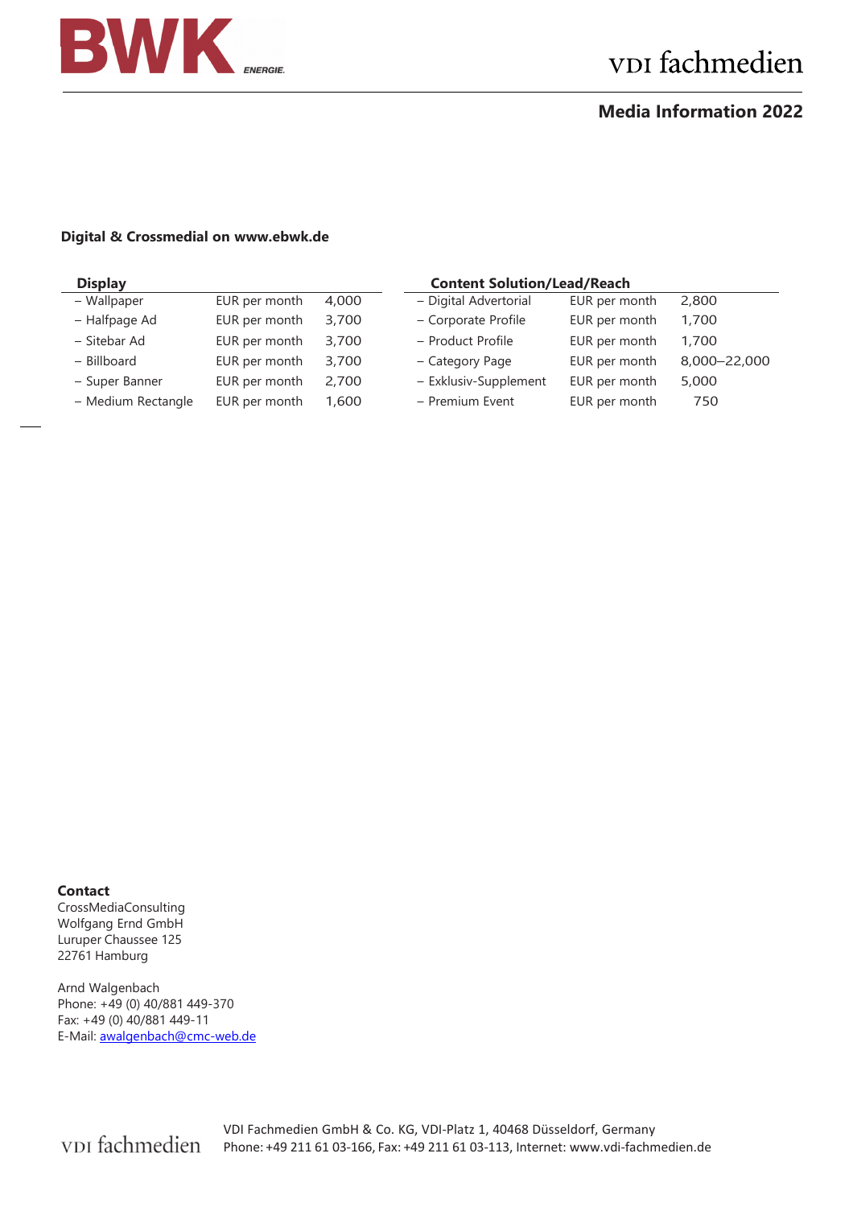## Digital & Crossmedial on www.ebwk.de

| Display | | |
|---|---|---|
| – Wallpaper | EUR per month | 4,000 |
| – Halfpage Ad | EUR per month | 3,700 |
| – Sitebar Ad | EUR per month | 3,700 |
| – Billboard | EUR per month | 3,700 |
| – Super Banner | EUR per month | 2,700 |
| – Medium Rectangle | EUR per month | 1,600 |

| Content Solution/Lead/Reach | | |
|---|---|---|
| – Digital Advertorial | EUR per month | 2,800 |
| – Corporate Profile | EUR per month | 1,700 |
| – Product Profile | EUR per month | 1,700 |
| – Category Page | EUR per month | 8,000–22,000 |
| – Exklusiv-Supplement | EUR per month | 5,000 |
| – Premium Event | EUR per month | 750 |

**Contact**
CrossMediaConsulting
Wolfgang Ernd GmbH
Luruper Chaussee 125
22761 Hamburg

Arnd Walgenbach
Phone: +49 (0) 40/881 449-370
Fax: +49 (0) 40/881 449-11
E-Mail: awalgenbach@cmc-web.de

VDI Fachmedien GmbH & Co. KG, VDI-Platz 1, 40468 Düsseldorf, Germany
Phone: +49 211 61 03-166, Fax: +49 211 61 03-113, Internet: www.vdi-fachmedien.de